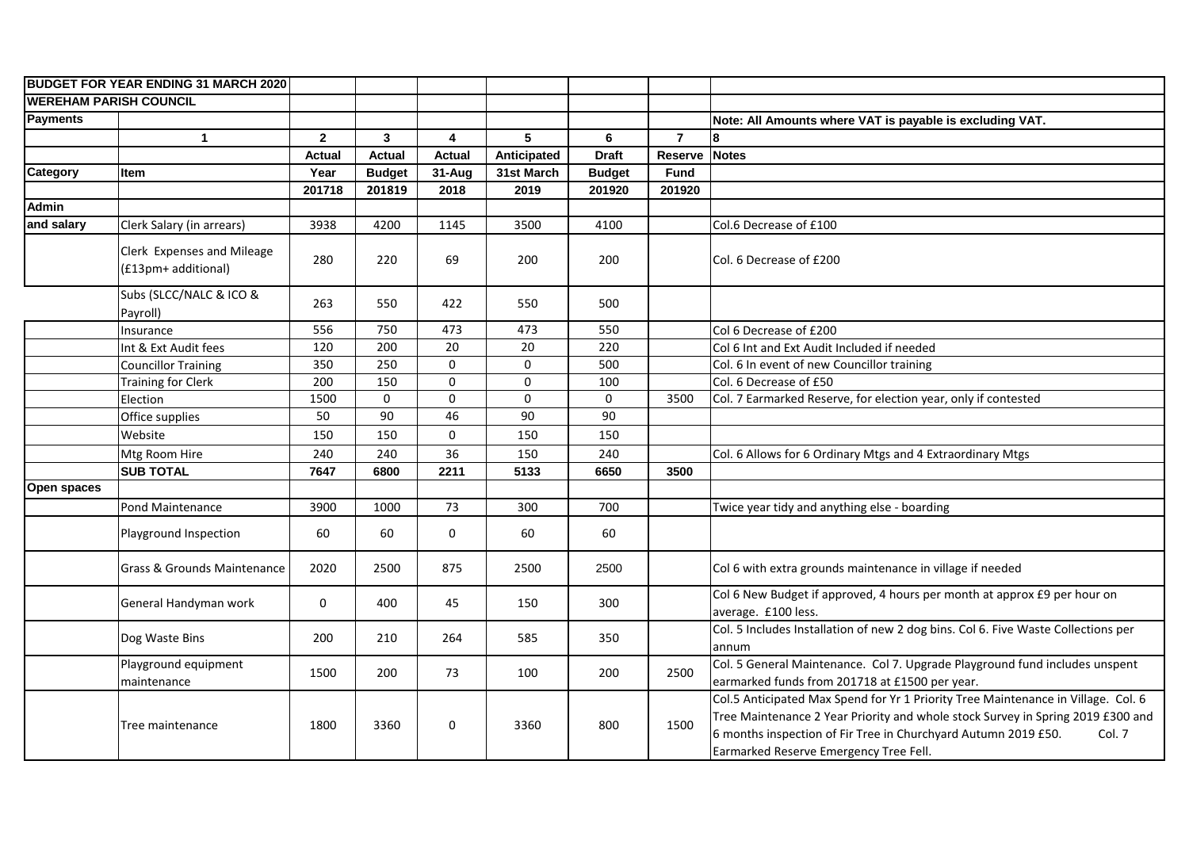| BUDGET FOR YEAR ENDING 31 MARCH 2020 | | | | | | | | |
|---|---|---|---|---|---|---|---|---|
| WEREHAM PARISH COUNCIL | | | | | | | | |
| Payments | | | | | | | | Note: All Amounts where VAT is payable is excluding VAT. |
| | 1 | 2 | 3 | 4 | 5 | 6 | 7 | 8 |
| | | Actual | Actual | Actual | Anticipated | Draft | Reserve | Notes |
| Category | Item | Year | Budget | 31-Aug | 31st March | Budget | Fund | |
| | | 201718 | 201819 | 2018 | 2019 | 201920 | 201920 | |
| Admin | | | | | | | | |
| and salary | Clerk Salary (in arrears) | 3938 | 4200 | 1145 | 3500 | 4100 | | Col.6 Decrease of £100 |
| | Clerk Expenses and Mileage (£13pm+ additional) | 280 | 220 | 69 | 200 | 200 | | Col. 6 Decrease of £200 |
| | Subs (SLCC/NALC & ICO & Payroll) | 263 | 550 | 422 | 550 | 500 | | |
| | Insurance | 556 | 750 | 473 | 473 | 550 | | Col 6 Decrease of £200 |
| | Int & Ext Audit fees | 120 | 200 | 20 | 20 | 220 | | Col 6 Int and Ext Audit Included if needed |
| | Councillor Training | 350 | 250 | 0 | 0 | 500 | | Col. 6 In event of new Councillor training |
| | Training for Clerk | 200 | 150 | 0 | 0 | 100 | | Col. 6 Decrease of £50 |
| | Election | 1500 | 0 | 0 | 0 | 0 | 3500 | Col. 7 Earmarked Reserve, for election year, only if contested |
| | Office supplies | 50 | 90 | 46 | 90 | 90 | | |
| | Website | 150 | 150 | 0 | 150 | 150 | | |
| | Mtg Room Hire | 240 | 240 | 36 | 150 | 240 | | Col. 6 Allows for 6 Ordinary Mtgs and 4 Extraordinary Mtgs |
| | **SUB TOTAL** | **7647** | **6800** | **2211** | **5133** | **6650** | **3500** | |
| Open spaces | | | | | | | | |
| | Pond Maintenance | 3900 | 1000 | 73 | 300 | 700 | | Twice year tidy and anything else - boarding |
| | Playground Inspection | 60 | 60 | 0 | 60 | 60 | | |
| | Grass & Grounds Maintenance | 2020 | 2500 | 875 | 2500 | 2500 | | Col 6 with extra grounds maintenance in village if needed |
| | General Handyman work | 0 | 400 | 45 | 150 | 300 | | Col 6 New Budget if approved, 4 hours per month at approx £9 per hour on average. £100 less. |
| | Dog Waste Bins | 200 | 210 | 264 | 585 | 350 | | Col. 5 Includes Installation of new 2 dog bins. Col 6. Five Waste Collections per annum |
| | Playground equipment maintenance | 1500 | 200 | 73 | 100 | 200 | 2500 | Col. 5 General Maintenance. Col 7. Upgrade Playground fund includes unspent earmarked funds from 201718 at £1500 per year. |
| | Tree maintenance | 1800 | 3360 | 0 | 3360 | 800 | 1500 | Col.5 Anticipated Max Spend for Yr 1 Priority Tree Maintenance in Village. Col. 6 Tree Maintenance 2 Year Priority and whole stock Survey in Spring 2019 £300 and 6 months inspection of Fir Tree in Churchyard Autumn 2019 £50. Col. 7 Earmarked Reserve Emergency Tree Fell. |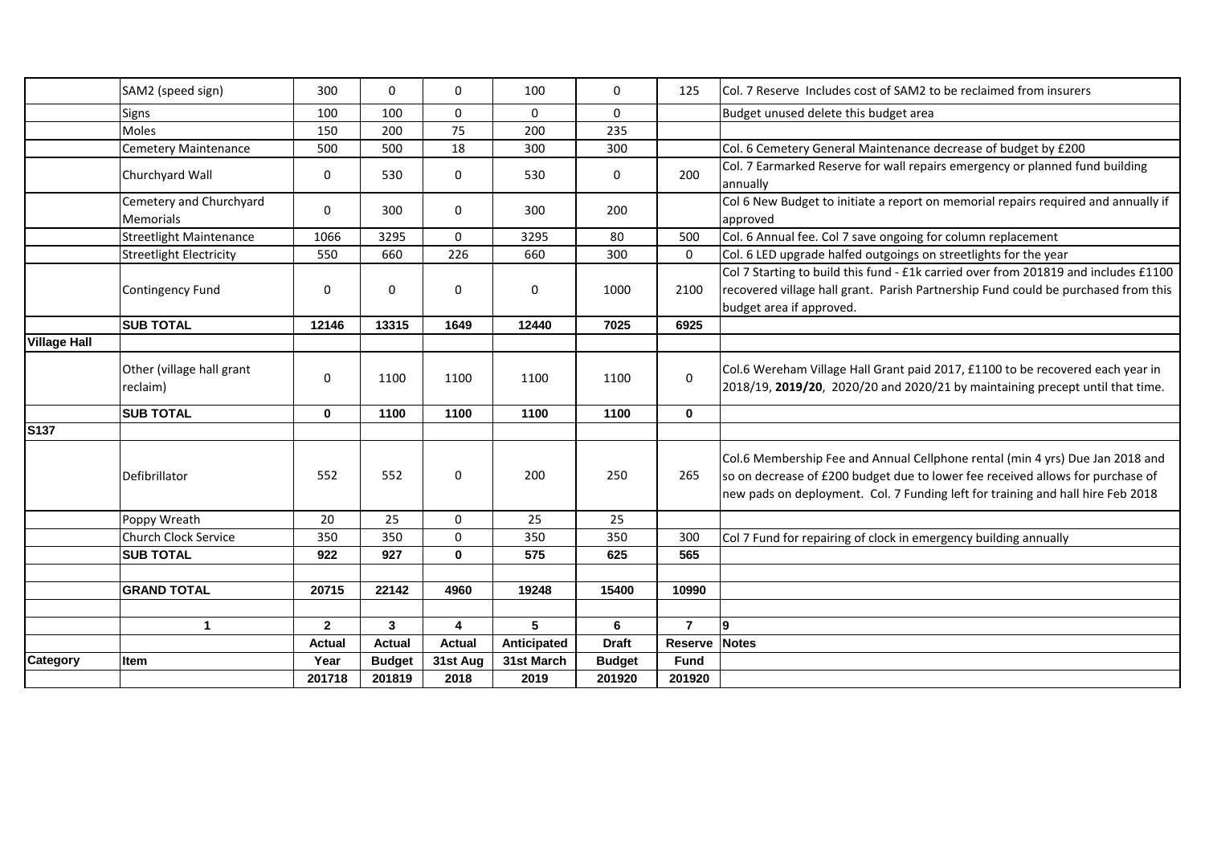| Category | Item | Actual Year 201718 | Actual Budget 201819 | Actual 31st Aug 2018 | Anticipated 31st March 2019 | Draft Budget 201920 | Reserve Fund 201920 | Notes |
|---|---|---|---|---|---|---|---|---|
| | SAM2 (speed sign) | 300 | 0 | 0 | 100 | 0 | 125 | Col. 7 Reserve Includes cost of SAM2 to be reclaimed from insurers |
| | Signs | 100 | 100 | 0 | 0 | 0 | | Budget unused delete this budget area |
| | Moles | 150 | 200 | 75 | 200 | 235 | | |
| | Cemetery Maintenance | 500 | 500 | 18 | 300 | 300 | | Col. 6 Cemetery General Maintenance decrease of budget by £200 |
| | Churchyard Wall | 0 | 530 | 0 | 530 | 0 | 200 | Col. 7 Earmarked Reserve for wall repairs emergency or planned fund building annually |
| | Cemetery and Churchyard Memorials | 0 | 300 | 0 | 300 | 200 | | Col 6 New Budget to initiate a report on memorial repairs required and annually if approved |
| | Streetlight Maintenance | 1066 | 3295 | 0 | 3295 | 80 | 500 | Col. 6 Annual fee. Col 7 save ongoing for column replacement |
| | Streetlight Electricity | 550 | 660 | 226 | 660 | 300 | 0 | Col. 6 LED upgrade halfed outgoings on streetlights for the year |
| | Contingency Fund | 0 | 0 | 0 | 0 | 1000 | 2100 | Col 7 Starting to build this fund - £1k carried over from 201819 and includes £1100 recovered village hall grant. Parish Partnership Fund could be purchased from this budget area if approved. |
| | **SUB TOTAL** | **12146** | **13315** | **1649** | **12440** | **7025** | **6925** | |
| **Village Hall** | | | | | | | | |
| | Other (village hall grant reclaim) | 0 | 1100 | 1100 | 1100 | 1100 | 0 | Col.6 Wereham Village Hall Grant paid 2017, £1100 to be recovered each year in 2018/19, **2019/20**, 2020/20 and 2020/21 by maintaining precept until that time. |
| | **SUB TOTAL** | **0** | **1100** | **1100** | **1100** | **1100** | **0** | |
| **S137** | | | | | | | | |
| | Defibrillator | 552 | 552 | 0 | 200 | 250 | 265 | Col.6 Membership Fee and Annual Cellphone rental (min 4 yrs) Due Jan 2018 and so on decrease of £200 budget due to lower fee received allows for purchase of new pads on deployment. Col. 7 Funding left for training and hall hire Feb 2018 |
| | Poppy Wreath | 20 | 25 | 0 | 25 | 25 | | |
| | Church Clock Service | 350 | 350 | 0 | 350 | 350 | 300 | Col 7 Fund for repairing of clock in emergency building annually |
| | **SUB TOTAL** | **922** | **927** | **0** | **575** | **625** | **565** | |
| | | | | | | | | |
| | **GRAND TOTAL** | **20715** | **22142** | **4960** | **19248** | **15400** | **10990** | |
| | | | | | | | | |
| | **1** | **2** | **3** | **4** | **5** | **6** | **7** | **9** |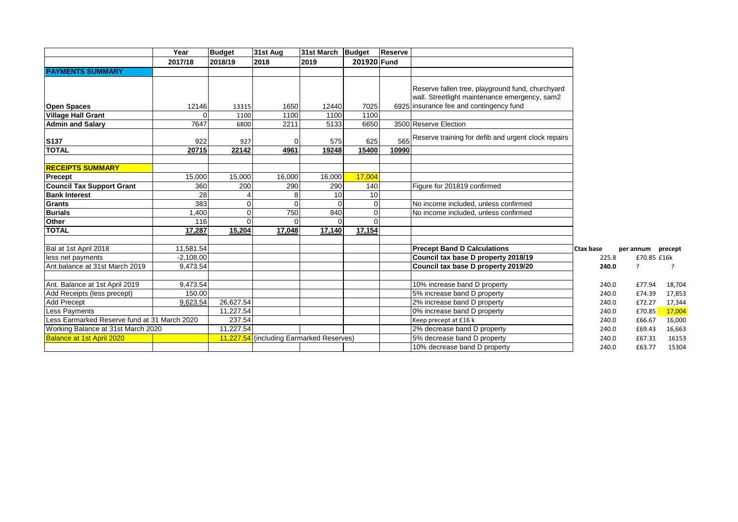| | Year | Budget | 31st Aug | 31st March | Budget | Reserve | | | | |
|---|---|---|---|---|---|---|---|---|---|---|
| | 2017/18 | 2018/19 | 2018 | 2019 | 201920 | Fund | | | | |
| **PAYMENTS SUMMARY** | | | | | | | | | | |
| **Open Spaces** | 12146 | 13315 | 1650 | 12440 | 7025 | 6925 | Reserve fallen tree, playground fund, churchyard wall. Streetlight maintenance emergency, sam2 insurance fee and contingency fund | | | |
| **Village Hall Grant** | 0 | 1100 | 1100 | 1100 | 1100 | | | | | |
| **Admin and Salary** | 7647 | 6800 | 2211 | 5133 | 6650 | 3500 | Reserve Election | | | |
| **S137** | 922 | 927 | 0 | 575 | 625 | 565 | Reserve training for defib and urgent clock repairs | | | |
| **TOTAL** | **20715** | **22142** | **4961** | **19248** | **15400** | **10990** | | | | |
| | | | | | | | | | | |
| **RECEIPTS SUMMARY** | | | | | | | | | | |
| **Precept** | 15,000 | 15,000 | 16,000 | 16,000 | 17,004 | | | | | |
| **Council Tax Support Grant** | 360 | 200 | 290 | 290 | 140 | | Figure for 201819 confirmed | | | |
| **Bank Interest** | 28 | 4 | 8 | 10 | 10 | | | | | |
| **Grants** | 383 | 0 | 0 | 0 | 0 | | No income included, unless confirmed | | | |
| **Burials** | 1,400 | 0 | 750 | 840 | 0 | | No income included, unless confirmed | | | |
| **Other** | 116 | 0 | 0 | 0 | 0 | | | | | |
| **TOTAL** | **17,287** | **15,204** | **17,048** | **17,140** | **17,154** | | | | | |
| | | | | | | | | | | |
| Bal at 1st April 2018 | 11,581.54 | | | | | | **Precept Band D Calculations** | **Ctax base** | **per annum** | **precept** |
| less net payments | -2,108.00 | | | | | | **Council tax base D property 2018/19** | 225.8 | £70.85 | £16k |
| Ant.balance at 31st March 2019 | 9,473.54 | | | | | | **Council tax base D property 2019/20** | **240.0** | ? | ? |
| | | | | | | | | | | |
| Ant. Balance at 1st April 2019 | 9,473.54 | | | | | | 10% increase band D property | 240.0 | £77.94 | 18,704 |
| Add Receipts (less precept) | 150.00 | | | | | | 5% increase band D property | 240.0 | £74.39 | 17,853 |
| Add Precept | 9,623.54 | 26,627.54 | | | | | 2% increase band D property | 240.0 | £72.27 | 17,344 |
| Less Payments | | 11,227.54 | | | | | 0% increase band D property | 240.0 | £70.85 | 17,004 |
| Less Earmarked Reserve fund at 31 March 2020 | | 237.54 | | | | | Keep precept at £16 k | 240.0 | £66.67 | 16,000 |
| Working Balance at 31st March 2020 | | 11,227.54 | | | | | 2% decrease band D property | 240.0 | £69.43 | 16,663 |
| Balance at 1st April 2020 | | 11,227.54 | (including Earmarked Reserves) | | | | 5% decrease band D property | 240.0 | £67.31 | 16153 |
| | | | | | | | 10% decrease band D property | 240.0 | £63.77 | 15304 |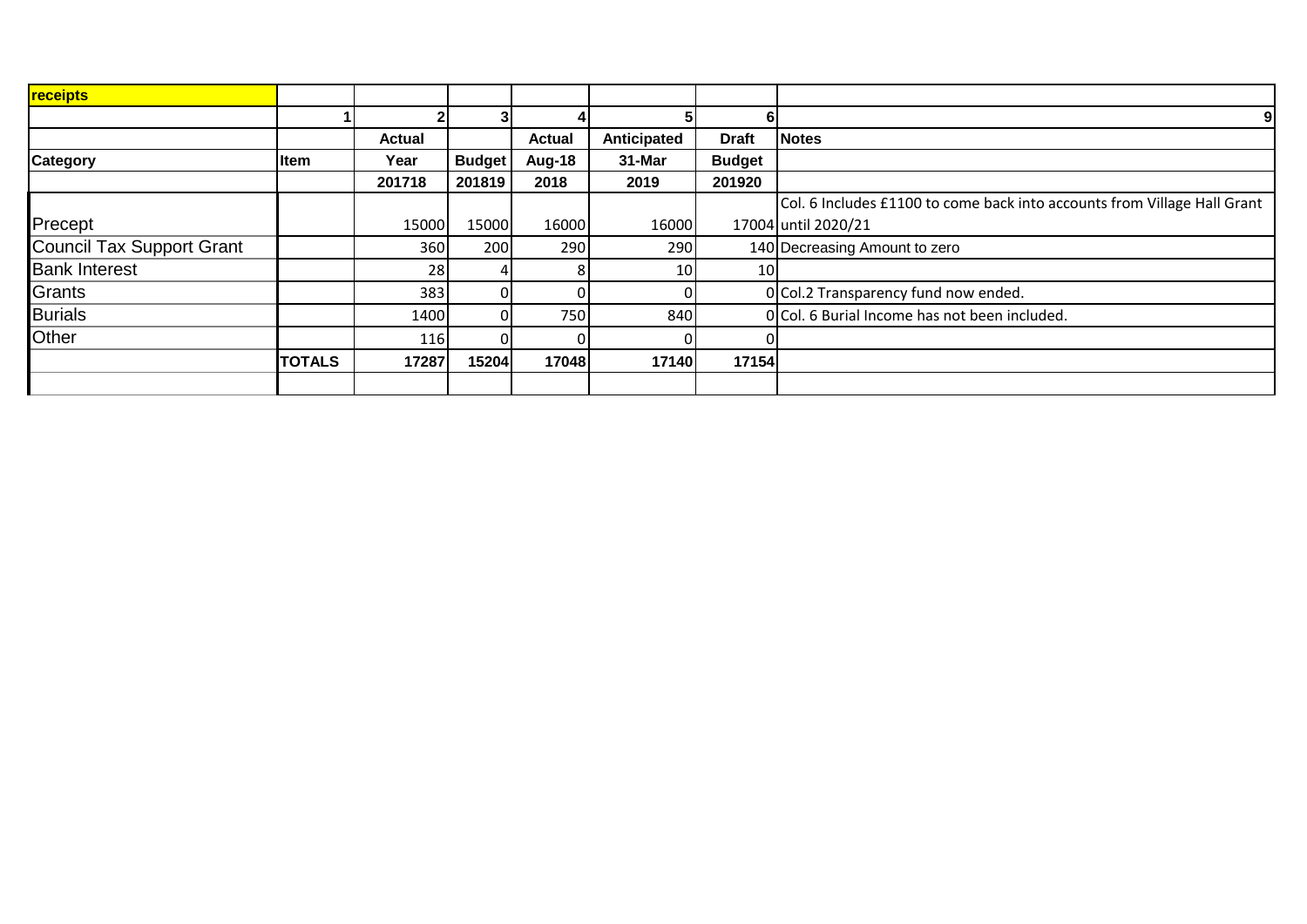| receipts | | | | | | | |
|---|---|---|---|---|---|---|---|
| | 1 | 2 | 3 | 4 | 5 | 6 | 9 |
| | | Actual | | Actual | Anticipated | Draft | Notes |
| Category | Item | Year | Budget | Aug-18 | 31-Mar | Budget | |
| | | 201718 | 201819 | 2018 | 2019 | 201920 | |
| Precept | | 15000 | 15000 | 16000 | 16000 | 17004 | Col. 6 Includes £1100 to come back into accounts from Village Hall Grant until 2020/21 |
| Council Tax Support Grant | | 360 | 200 | 290 | 290 | 140 | Decreasing Amount to zero |
| Bank Interest | | 28 | 4 | 8 | 10 | 10 | |
| Grants | | 383 | 0 | 0 | 0 | 0 | Col.2 Transparency fund now ended. |
| Burials | | 1400 | 0 | 750 | 840 | 0 | Col. 6 Burial Income has not been included. |
| Other | | 116 | 0 | 0 | 0 | 0 | |
| | TOTALS | 17287 | 15204 | 17048 | 17140 | 17154 | |
| | | | | | | | |